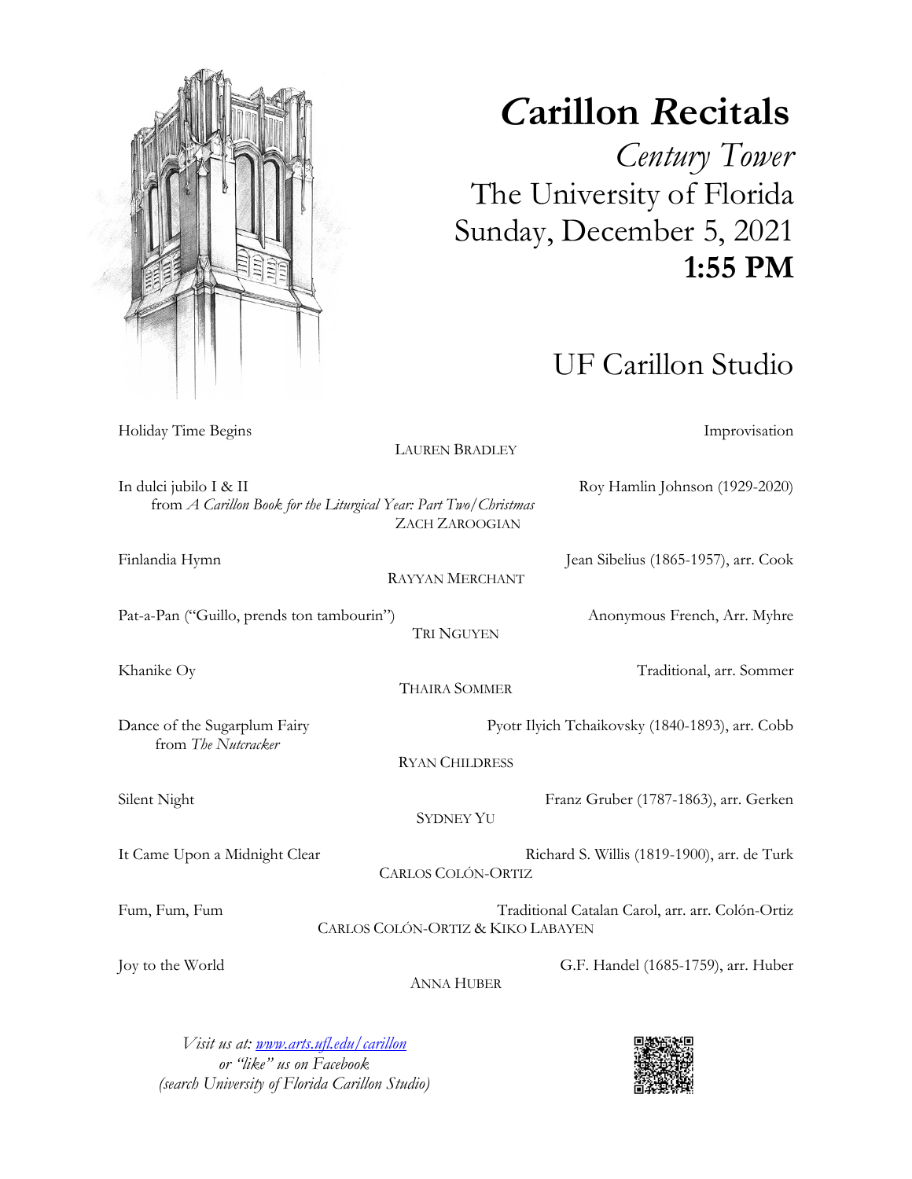# *C*arillon *R*ecitals

*Century Tower*

The University of Florida

Sunday, December 5, 2021

**1:55 PM**

## UF Carillon Studio

Holiday Time Begins — Improvisation
LAUREN BRADLEY

In dulci jubilo I & II — Roy Hamlin Johnson (1929-2020)
from *A Carillon Book for the Liturgical Year: Part Two/Christmas*
ZACH ZAROOGIAN

Finlandia Hymn — Jean Sibelius (1865-1957), arr. Cook
RAYYAN MERCHANT

Pat-a-Pan ("Guillo, prends ton tambourin") — Anonymous French, Arr. Myhre
TRI NGUYEN

Khanike Oy — Traditional, arr. Sommer
THAIRA SOMMER

Dance of the Sugarplum Fairy — Pyotr Ilyich Tchaikovsky (1840-1893), arr. Cobb
from *The Nutcracker*
RYAN CHILDRESS

Silent Night — Franz Gruber (1787-1863), arr. Gerken
SYDNEY YU

It Came Upon a Midnight Clear — Richard S. Willis (1819-1900), arr. de Turk
CARLOS COLÓN-ORTIZ

Fum, Fum, Fum — Traditional Catalan Carol, arr. arr. Colón-Ortiz
CARLOS COLÓN-ORTIZ & KIKO LABAYEN

Joy to the World — G.F. Handel (1685-1759), arr. Huber
ANNA HUBER

*Visit us at: [www.arts.ufl.edu/carillon](http://www.arts.ufl.edu/carillon)*
*or "like" us on Facebook*
*(search University of Florida Carillon Studio)*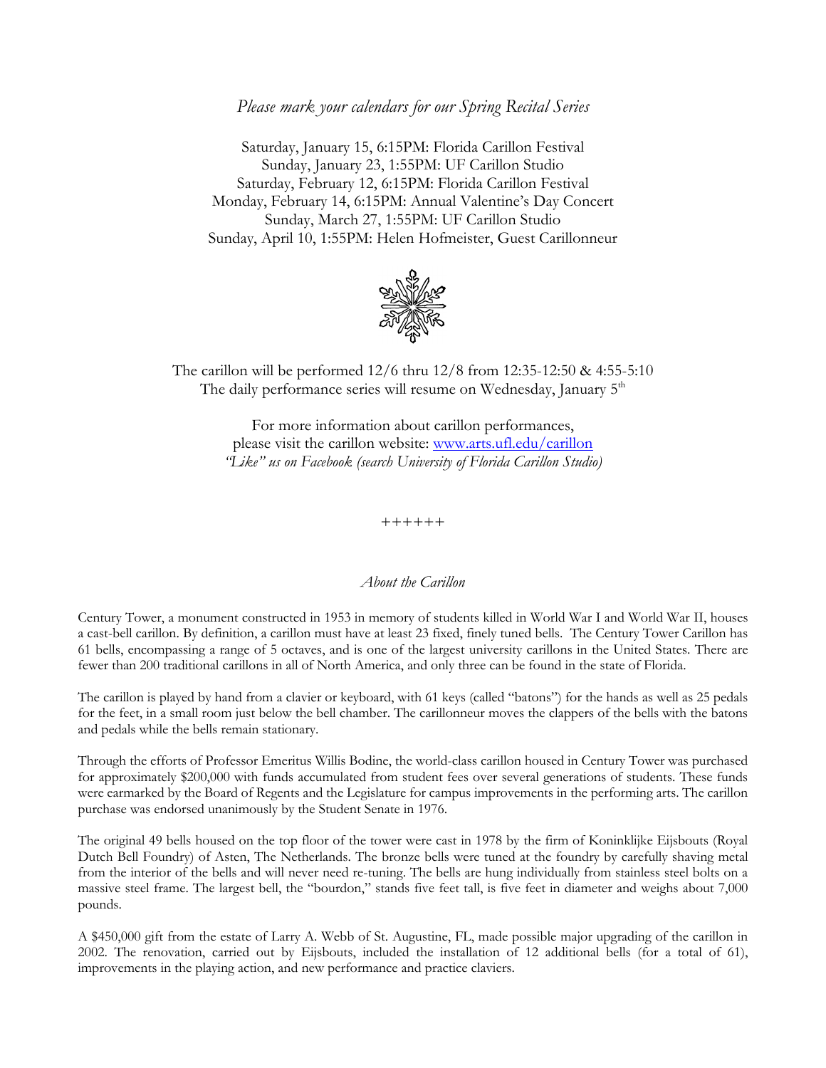*Please mark your calendars for our Spring Recital Series*

Saturday, January 15, 6:15PM: Florida Carillon Festival
Sunday, January 23, 1:55PM: UF Carillon Studio
Saturday, February 12, 6:15PM: Florida Carillon Festival
Monday, February 14, 6:15PM: Annual Valentine's Day Concert
Sunday, March 27, 1:55PM: UF Carillon Studio
Sunday, April 10, 1:55PM: Helen Hofmeister, Guest Carillonneur

The carillon will be performed 12/6 thru 12/8 from 12:35-12:50 & 4:55-5:10
The daily performance series will resume on Wednesday, January 5th

For more information about carillon performances,
please visit the carillon website: [www.arts.ufl.edu/carillon](http://www.arts.ufl.edu/carillon)
*"Like" us on Facebook (search University of Florida Carillon Studio)*

++++++

*About the Carillon*

Century Tower, a monument constructed in 1953 in memory of students killed in World War I and World War II, houses a cast-bell carillon. By definition, a carillon must have at least 23 fixed, finely tuned bells. The Century Tower Carillon has 61 bells, encompassing a range of 5 octaves, and is one of the largest university carillons in the United States. There are fewer than 200 traditional carillons in all of North America, and only three can be found in the state of Florida.

The carillon is played by hand from a clavier or keyboard, with 61 keys (called "batons") for the hands as well as 25 pedals for the feet, in a small room just below the bell chamber. The carillonneur moves the clappers of the bells with the batons and pedals while the bells remain stationary.

Through the efforts of Professor Emeritus Willis Bodine, the world-class carillon housed in Century Tower was purchased for approximately $200,000 with funds accumulated from student fees over several generations of students. These funds were earmarked by the Board of Regents and the Legislature for campus improvements in the performing arts. The carillon purchase was endorsed unanimously by the Student Senate in 1976.

The original 49 bells housed on the top floor of the tower were cast in 1978 by the firm of Koninklijke Eijsbouts (Royal Dutch Bell Foundry) of Asten, The Netherlands. The bronze bells were tuned at the foundry by carefully shaving metal from the interior of the bells and will never need re-tuning. The bells are hung individually from stainless steel bolts on a massive steel frame. The largest bell, the "bourdon," stands five feet tall, is five feet in diameter and weighs about 7,000 pounds.

A $450,000 gift from the estate of Larry A. Webb of St. Augustine, FL, made possible major upgrading of the carillon in 2002. The renovation, carried out by Eijsbouts, included the installation of 12 additional bells (for a total of 61), improvements in the playing action, and new performance and practice claviers.